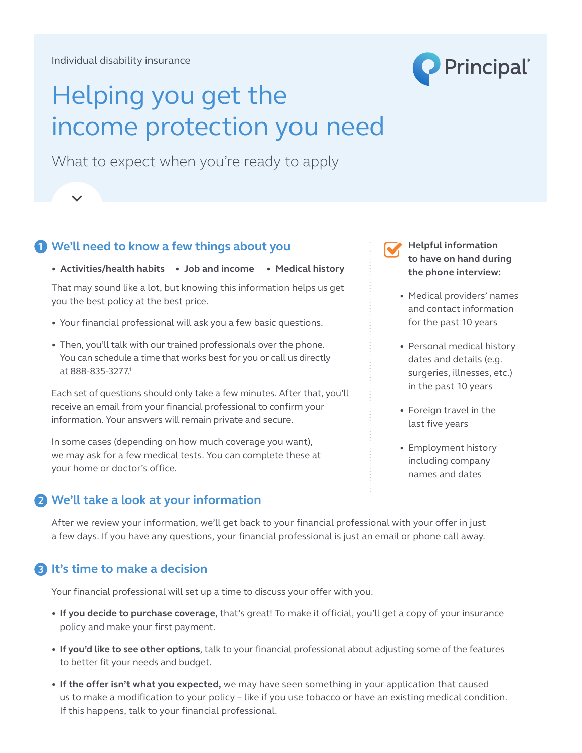Individual disability insurance

Principal®

# Helping you get the income protection you need

What to expect when you're ready to apply

## 1 We'll need to know a few things about you

- **Activities/health habits**
- **Job and income**
- **Medical history**

That may sound like a lot, but knowing this information helps us get you the best policy at the best price.

- Your financial professional will ask you a few basic questions.
- Then, you'll talk with our trained professionals over the phone. You can schedule a time that works best for you or call us directly at 888-835-3277.[1]

Each set of questions should only take a few minutes. After that, you'll receive an email from your financial professional to confirm your information. Your answers will remain private and secure.

In some cases (depending on how much coverage you want), we may ask for a few medical tests. You can complete these at your home or doctor's office.

**Helpful information to have on hand during the phone interview:**

- Medical providers' names and contact information for the past 10 years
- Personal medical history dates and details (e.g. surgeries, illnesses, etc.) in the past 10 years
- Foreign travel in the last five years
- Employment history including company names and dates

## 2 We'll take a look at your information

After we review your information, we'll get back to your financial professional with your offer in just a few days. If you have any questions, your financial professional is just an email or phone call away.

## 3 It's time to make a decision

Your financial professional will set up a time to discuss your offer with you.

- **If you decide to purchase coverage,** that's great! To make it official, you'll get a copy of your insurance policy and make your first payment.
- **If you'd like to see other options**, talk to your financial professional about adjusting some of the features to better fit your needs and budget.
- **If the offer isn't what you expected,** we may have seen something in your application that caused us to make a modification to your policy – like if you use tobacco or have an existing medical condition. If this happens, talk to your financial professional.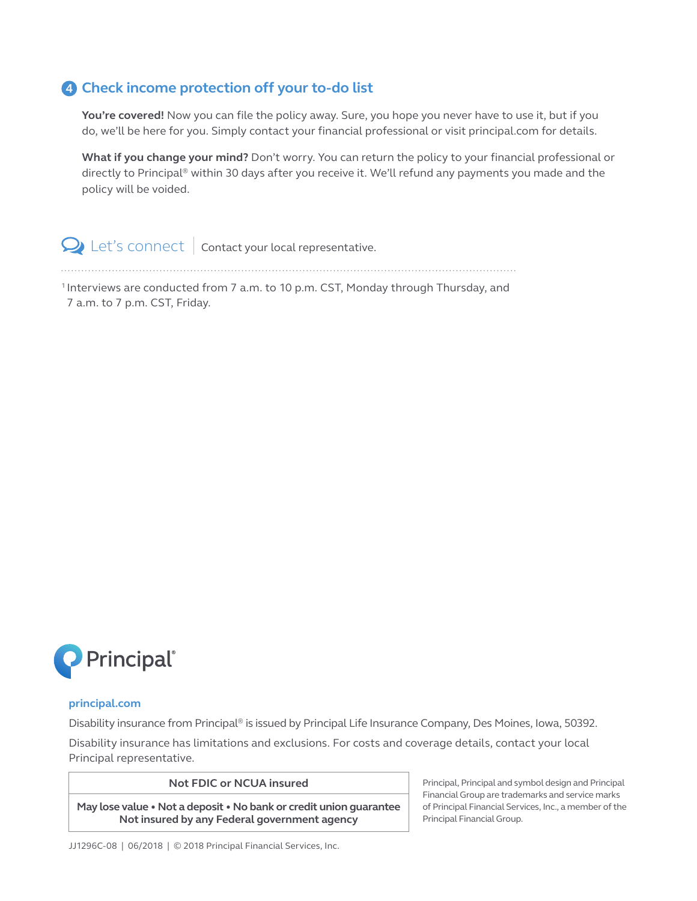## 4 Check income protection off your to-do list

**You're covered!** Now you can file the policy away. Sure, you hope you never have to use it, but if you do, we'll be here for you. Simply contact your financial professional or visit principal.com for details.

**What if you change your mind?** Don't worry. You can return the policy to your financial professional or directly to Principal® within 30 days after you receive it. We'll refund any payments you made and the policy will be voided.

Let's connect | Contact your local representative.

[1] Interviews are conducted from 7 a.m. to 10 p.m. CST, Monday through Thursday, and 7 a.m. to 7 p.m. CST, Friday.

Principal®

**principal.com**

Disability insurance from Principal® is issued by Principal Life Insurance Company, Des Moines, Iowa, 50392.

Disability insurance has limitations and exclusions. For costs and coverage details, contact your local Principal representative.

| Not FDIC or NCUA insured |
| --- |
| May lose value • Not a deposit • No bank or credit union guarantee<br>Not insured by any Federal government agency |

Principal, Principal and symbol design and Principal Financial Group are trademarks and service marks of Principal Financial Services, Inc., a member of the Principal Financial Group.

JJ1296C-08 | 06/2018 | © 2018 Principal Financial Services, Inc.